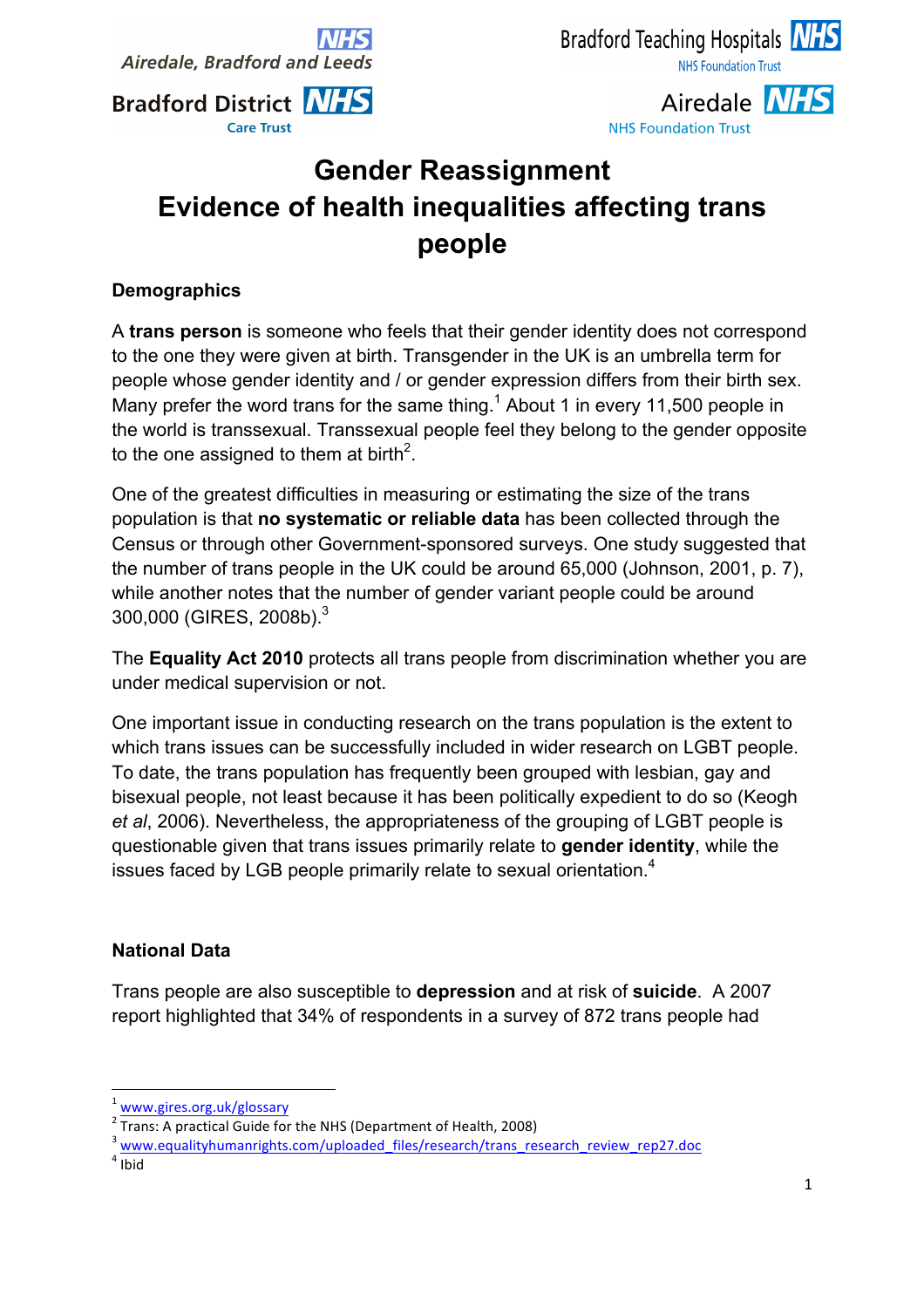Airedale, Bradford and Leeds NHS

Bradford District Care Trust NHS

Bradford Teaching Hospitals NHS Foundation Trust

Airedale NHS Foundation Trust

# Gender Reassignment
# Evidence of health inequalities affecting trans people

## Demographics

A **trans person** is someone who feels that their gender identity does not correspond to the one they were given at birth. Transgender in the UK is an umbrella term for people whose gender identity and / or gender expression differs from their birth sex. Many prefer the word trans for the same thing.[1] About 1 in every 11,500 people in the world is transsexual. Transsexual people feel they belong to the gender opposite to the one assigned to them at birth[2].

One of the greatest difficulties in measuring or estimating the size of the trans population is that **no systematic or reliable data** has been collected through the Census or through other Government-sponsored surveys. One study suggested that the number of trans people in the UK could be around 65,000 (Johnson, 2001, p. 7), while another notes that the number of gender variant people could be around 300,000 (GIRES, 2008b).[3]

The **Equality Act 2010** protects all trans people from discrimination whether you are under medical supervision or not.

One important issue in conducting research on the trans population is the extent to which trans issues can be successfully included in wider research on LGBT people. To date, the trans population has frequently been grouped with lesbian, gay and bisexual people, not least because it has been politically expedient to do so (Keogh *et al*, 2006). Nevertheless, the appropriateness of the grouping of LGBT people is questionable given that trans issues primarily relate to **gender identity**, while the issues faced by LGB people primarily relate to sexual orientation.[4]

## National Data

Trans people are also susceptible to **depression** and at risk of **suicide**. A 2007 report highlighted that 34% of respondents in a survey of 872 trans people had

---

[1] www.gires.org.uk/glossary

[2] Trans: A practical Guide for the NHS (Department of Health, 2008)

[3] www.equalityhumanrights.com/uploaded_files/research/trans_research_review_rep27.doc

[4] Ibid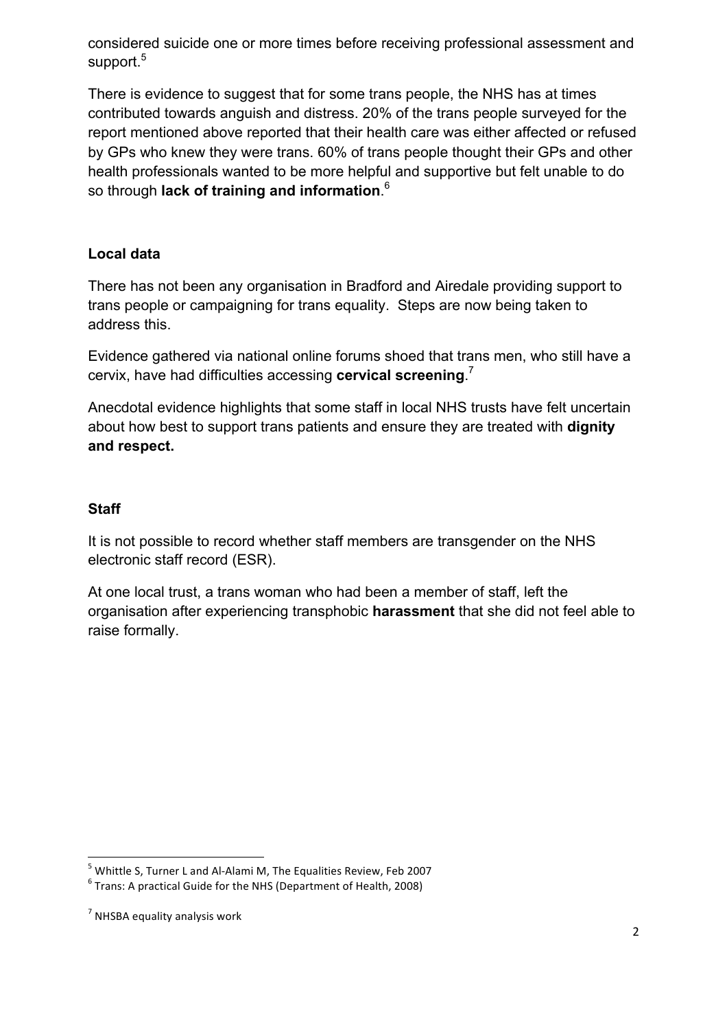considered suicide one or more times before receiving professional assessment and support.[5]

There is evidence to suggest that for some trans people, the NHS has at times contributed towards anguish and distress. 20% of the trans people surveyed for the report mentioned above reported that their health care was either affected or refused by GPs who knew they were trans. 60% of trans people thought their GPs and other health professionals wanted to be more helpful and supportive but felt unable to do so through **lack of training and information**.[6]

## Local data

There has not been any organisation in Bradford and Airedale providing support to trans people or campaigning for trans equality. Steps are now being taken to address this.

Evidence gathered via national online forums shoed that trans men, who still have a cervix, have had difficulties accessing **cervical screening**.[7]

Anecdotal evidence highlights that some staff in local NHS trusts have felt uncertain about how best to support trans patients and ensure they are treated with **dignity and respect.**

## Staff

It is not possible to record whether staff members are transgender on the NHS electronic staff record (ESR).

At one local trust, a trans woman who had been a member of staff, left the organisation after experiencing transphobic **harassment** that she did not feel able to raise formally.

---

[5] Whittle S, Turner L and Al-Alami M, The Equalities Review, Feb 2007

[6] Trans: A practical Guide for the NHS (Department of Health, 2008)

[7] NHSBA equality analysis work